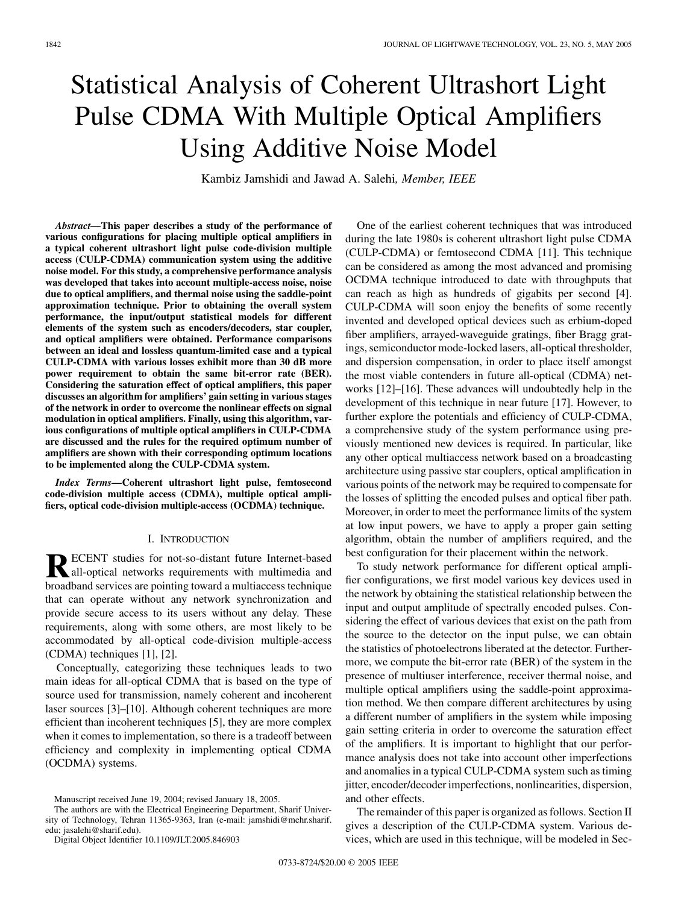# Statistical Analysis of Coherent Ultrashort Light Pulse CDMA With Multiple Optical Amplifiers Using Additive Noise Model

Kambiz Jamshidi and Jawad A. Salehi, *Member, IEEE*

***Abstract*—This paper describes a study of the performance of various configurations for placing multiple optical amplifiers in a typical coherent ultrashort light pulse code-division multiple access (CULP-CDMA) communication system using the additive noise model. For this study, a comprehensive performance analysis was developed that takes into account multiple-access noise, noise due to optical amplifiers, and thermal noise using the saddle-point approximation technique. Prior to obtaining the overall system performance, the input/output statistical models for different elements of the system such as encoders/decoders, star coupler, and optical amplifiers were obtained. Performance comparisons between an ideal and lossless quantum-limited case and a typical CULP-CDMA with various losses exhibit more than 30 dB more power requirement to obtain the same bit-error rate (BER). Considering the saturation effect of optical amplifiers, this paper discusses an algorithm for amplifiers' gain setting in various stages of the network in order to overcome the nonlinear effects on signal modulation in optical amplifiers. Finally, using this algorithm, various configurations of multiple optical amplifiers in CULP-CDMA are discussed and the rules for the required optimum number of amplifiers are shown with their corresponding optimum locations to be implemented along the CULP-CDMA system.**

***Index Terms*—Coherent ultrashort light pulse, femtosecond code-division multiple access (CDMA), multiple optical amplifiers, optical code-division multiple-access (OCDMA) technique.**

## I. Introduction

Recent studies for not-so-distant future Internet-based all-optical networks requirements with multimedia and broadband services are pointing toward a multiaccess technique that can operate without any network synchronization and provide secure access to its users without any delay. These requirements, along with some others, are most likely to be accommodated by all-optical code-division multiple-access (CDMA) techniques [1], [2].

Conceptually, categorizing these techniques leads to two main ideas for all-optical CDMA that is based on the type of source used for transmission, namely coherent and incoherent laser sources [3]–[10]. Although coherent techniques are more efficient than incoherent techniques [5], they are more complex when it comes to implementation, so there is a tradeoff between efficiency and complexity in implementing optical CDMA (OCDMA) systems.

One of the earliest coherent techniques that was introduced during the late 1980s is coherent ultrashort light pulse CDMA (CULP-CDMA) or femtosecond CDMA [11]. This technique can be considered as among the most advanced and promising OCDMA technique introduced to date with throughputs that can reach as high as hundreds of gigabits per second [4]. CULP-CDMA will soon enjoy the benefits of some recently invented and developed optical devices such as erbium-doped fiber amplifiers, arrayed-waveguide gratings, fiber Bragg gratings, semiconductor mode-locked lasers, all-optical thresholder, and dispersion compensation, in order to place itself amongst the most viable contenders in future all-optical (CDMA) networks [12]–[16]. These advances will undoubtedly help in the development of this technique in near future [17]. However, to further explore the potentials and efficiency of CULP-CDMA, a comprehensive study of the system performance using previously mentioned new devices is required. In particular, like any other optical multiaccess network based on a broadcasting architecture using passive star couplers, optical amplification in various points of the network may be required to compensate for the losses of splitting the encoded pulses and optical fiber path. Moreover, in order to meet the performance limits of the system at low input powers, we have to apply a proper gain setting algorithm, obtain the number of amplifiers required, and the best configuration for their placement within the network.

To study network performance for different optical amplifier configurations, we first model various key devices used in the network by obtaining the statistical relationship between the input and output amplitude of spectrally encoded pulses. Considering the effect of various devices that exist on the path from the source to the detector on the input pulse, we can obtain the statistics of photoelectrons liberated at the detector. Furthermore, we compute the bit-error rate (BER) of the system in the presence of multiuser interference, receiver thermal noise, and multiple optical amplifiers using the saddle-point approximation method. We then compare different architectures by using a different number of amplifiers in the system while imposing gain setting criteria in order to overcome the saturation effect of the amplifiers. It is important to highlight that our performance analysis does not take into account other imperfections and anomalies in a typical CULP-CDMA system such as timing jitter, encoder/decoder imperfections, nonlinearities, dispersion, and other effects.

The remainder of this paper is organized as follows. Section II gives a description of the CULP-CDMA system. Various devices, which are used in this technique, will be modeled in Sec-

Manuscript received June 19, 2004; revised January 18, 2005.

The authors are with the Electrical Engineering Department, Sharif University of Technology, Tehran 11365-9363, Iran (e-mail: jamshidi@mehr.sharif.edu; jasalehi@sharif.edu).

Digital Object Identifier 10.1109/JLT.2005.846903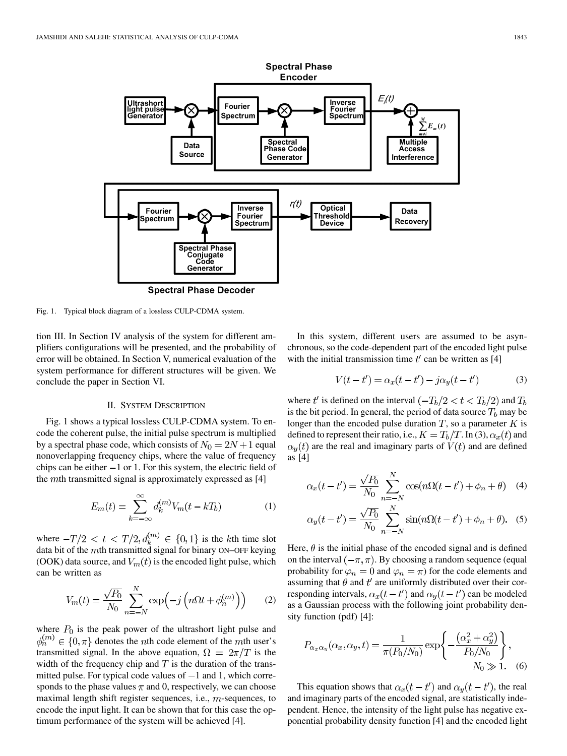Fig. 1. Typical block diagram of a lossless CULP-CDMA system.

tion III. In Section IV analysis of the system for different amplifiers configurations will be presented, and the probability of error will be obtained. In Section V, numerical evaluation of the system performance for different structures will be given. We conclude the paper in Section VI.

## II. System Description

Fig. 1 shows a typical lossless CULP-CDMA system. To encode the coherent pulse, the initial pulse spectrum is multiplied by a spectral phase code, which consists of $N_0 = 2N+1$ equal nonoverlapping frequency chips, where the value of frequency chips can be either $-1$ or 1. For this system, the electric field of the $m$th transmitted signal is approximately expressed as [4]

$$E_m(t) = \sum_{k=-\infty}^{\infty} d_k^{(m)} V_m(t - kT_b) \tag{1}$$

where $-T/2 < t < T/2, d_k^{(m)} \in \{0, 1\}$ is the $k$th time slot data bit of the $m$th transmitted signal for binary ON–OFF keying (OOK) data source, and $V_m(t)$ is the encoded light pulse, which can be written as

$$V_m(t) = \frac{\sqrt{P_0}}{N_0} \sum_{n=-N}^{N} \exp\left(-j\left(n\Omega t + \phi_n^{(m)}\right)\right) \tag{2}$$

where $P_0$ is the peak power of the ultrashort light pulse and $\phi_n^{(m)} \in \{0, \pi\}$ denotes the $n$th code element of the $m$th user's transmitted signal. In the above equation, $\Omega = 2\pi/T$ is the width of the frequency chip and $T$ is the duration of the transmitted pulse. For typical code values of $-1$ and 1, which corresponds to the phase values $\pi$ and 0, respectively, we can choose maximal length shift register sequences, i.e., $m$-sequences, to encode the input light. It can be shown that for this case the optimum performance of the system will be achieved [4].

In this system, different users are assumed to be asynchronous, so the code-dependent part of the encoded light pulse with the initial transmission time $t'$ can be written as [4]

$$V(t - t') = \alpha_x(t - t') - j\alpha_y(t - t') \tag{3}$$

where $t'$ is defined on the interval $(-T_b/2 < t < T_b/2)$ and $T_b$ is the bit period. In general, the period of data source $T_b$ may be longer than the encoded pulse duration $T$, so a parameter $K$ is defined to represent their ratio, i.e., $K = T_b/T$. In (3), $\alpha_x(t)$ and $\alpha_y(t)$ are the real and imaginary parts of $V(t)$ and are defined as [4]

$$\alpha_x(t - t') = \frac{\sqrt{P_0}}{N_0} \sum_{n=-N}^{N} \cos(n\Omega(t - t') + \phi_n + \theta) \tag{4}$$

$$\alpha_y(t - t') = \frac{\sqrt{P_0}}{N_0} \sum_{n=-N}^{N} \sin(n\Omega(t - t') + \phi_n + \theta). \tag{5}$$

Here, $\theta$ is the initial phase of the encoded signal and is defined on the interval $(-\pi, \pi)$. By choosing a random sequence (equal probability for $\varphi_n = 0$ and $\varphi_n = \pi$) for the code elements and assuming that $\theta$ and $t'$ are uniformly distributed over their corresponding intervals, $\alpha_x(t - t')$ and $\alpha_y(t - t')$ can be modeled as a Gaussian process with the following joint probability density function (pdf) [4]:

$$P_{\alpha_x \alpha_y}(\alpha_x, \alpha_y, t) = \frac{1}{\pi(P_0/N_0)} \exp\left\{-\frac{\left(\alpha_x^2 + \alpha_y^2\right)}{P_0/N_0}\right\}, \quad N_0 \gg 1. \tag{6}$$

This equation shows that $\alpha_x(t - t')$ and $\alpha_y(t - t')$, the real and imaginary parts of the encoded signal, are statistically independent. Hence, the intensity of the light pulse has negative exponential probability density function [4] and the encoded light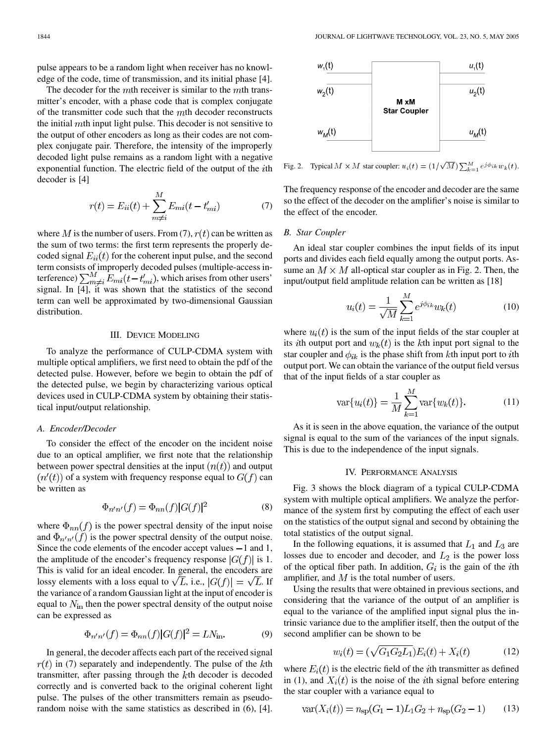pulse appears to be a random light when receiver has no knowledge of the code, time of transmission, and its initial phase [4].

The decoder for the $m$th receiver is similar to the $m$th transmitter's encoder, with a phase code that is complex conjugate of the transmitter code such that the $m$th decoder reconstructs the initial $m$th input light pulse. This decoder is not sensitive to the output of other encoders as long as their codes are not complex conjugate pair. Therefore, the intensity of the improperly decoded light pulse remains as a random light with a negative exponential function. The electric field of the output of the $i$th decoder is [4]

$$r(t) = E_{ii}(t) + \sum_{m \neq i}^{M} E_{mi}(t - t'_{mi}) \tag{7}$$

where $M$ is the number of users. From (7), $r(t)$ can be written as the sum of two terms: the first term represents the properly decoded signal $E_{ii}(t)$ for the coherent input pulse, and the second term consists of improperly decoded pulses (multiple-access interference) $\sum_{m \neq i}^{M} E_{mi}(t - t'_{mi})$, which arises from other users' signal. In [4], it was shown that the statistics of the second term can well be approximated by two-dimensional Gaussian distribution.

## III. Device Modeling

To analyze the performance of CULP-CDMA system with multiple optical amplifiers, we first need to obtain the pdf of the detected pulse. However, before we begin to obtain the pdf of the detected pulse, we begin by characterizing various optical devices used in CULP-CDMA system by obtaining their statistical input/output relationship.

### A. Encoder/Decoder

To consider the effect of the encoder on the incident noise due to an optical amplifier, we first note that the relationship between power spectral densities at the input $(n(t))$ and output $(n'(t))$ of a system with frequency response equal to $G(f)$ can be written as

$$\Phi_{n'n'}(f) = \Phi_{nn}(f) |G(f)|^2 \tag{8}$$

where $\Phi_{nn}(f)$ is the power spectral density of the input noise and $\Phi_{n'n'}(f)$ is the power spectral density of the output noise. Since the code elements of the encoder accept values $-1$ and 1, the amplitude of the encoder's frequency response $|G(f)|$ is 1. This is valid for an ideal encoder. In general, the encoders are lossy elements with a loss equal to $\sqrt{L}$, i.e., $|G(f)| = \sqrt{L}$. If the variance of a random Gaussian light at the input of encoder is equal to $N_{\text{in}}$ then the power spectral density of the output noise can be expressed as

$$\Phi_{n'n'}(f) = \Phi_{nn}(f) |G(f)|^2 = L N_{\text{in}}. \tag{9}$$

In general, the decoder affects each part of the received signal $r(t)$ in (7) separately and independently. The pulse of the $k$th transmitter, after passing through the $k$th decoder is decoded correctly and is converted back to the original coherent light pulse. The pulses of the other transmitters remain as pseudorandom noise with the same statistics as described in (6), [4].

Fig. 2. Typical $M \times M$ star coupler: $u_i(t) = (1/\sqrt{M}) \sum_{k=1}^{M} e^{j\phi_{ik}} w_k(t)$.

The frequency response of the encoder and decoder are the same so the effect of the decoder on the amplifier's noise is similar to the effect of the encoder.

### B. Star Coupler

An ideal star coupler combines the input fields of its input ports and divides each field equally among the output ports. Assume an $M \times M$ all-optical star coupler as in Fig. 2. Then, the input/output field amplitude relation can be written as [18]

$$u_i(t) = \frac{1}{\sqrt{M}} \sum_{k=1}^{M} e^{j\phi_{ik}} w_k(t) \tag{10}$$

where $u_i(t)$ is the sum of the input fields of the star coupler at its $i$th output port and $w_k(t)$ is the $k$th input port signal to the star coupler and $\phi_{ik}$ is the phase shift from $k$th input port to $i$th output port. We can obtain the variance of the output field versus that of the input fields of a star coupler as

$$\text{var}\{u_i(t)\} = \frac{1}{M} \sum_{k=1}^{M} \text{var}\{w_k(t)\}. \tag{11}$$

As it is seen in the above equation, the variance of the output signal is equal to the sum of the variances of the input signals. This is due to the independence of the input signals.

## IV. Performance Analysis

Fig. 3 shows the block diagram of a typical CULP-CDMA system with multiple optical amplifiers. We analyze the performance of the system first by computing the effect of each user on the statistics of the output signal and second by obtaining the total statistics of the output signal.

In the following equations, it is assumed that $L_1$ and $L_3$ are losses due to encoder and decoder, and $L_2$ is the power loss of the optical fiber path. In addition, $G_i$ is the gain of the $i$th amplifier, and $M$ is the total number of users.

Using the results that were obtained in previous sections, and considering that the variance of the output of an amplifier is equal to the variance of the amplified input signal plus the intrinsic variance due to the amplifier itself, then the output of the second amplifier can be shown to be

$$w_i(t) = (\sqrt{G_1 G_2 L_1}) E_i(t) + X_i(t) \tag{12}$$

where $E_i(t)$ is the electric field of the $i$th transmitter as defined in (1), and $X_i(t)$ is the noise of the $i$th signal before entering the star coupler with a variance equal to

$$\text{var}(X_i(t)) = n_{\text{sp}}(G_1 - 1) L_1 G_2 + n_{\text{sp}}(G_2 - 1) \tag{13}$$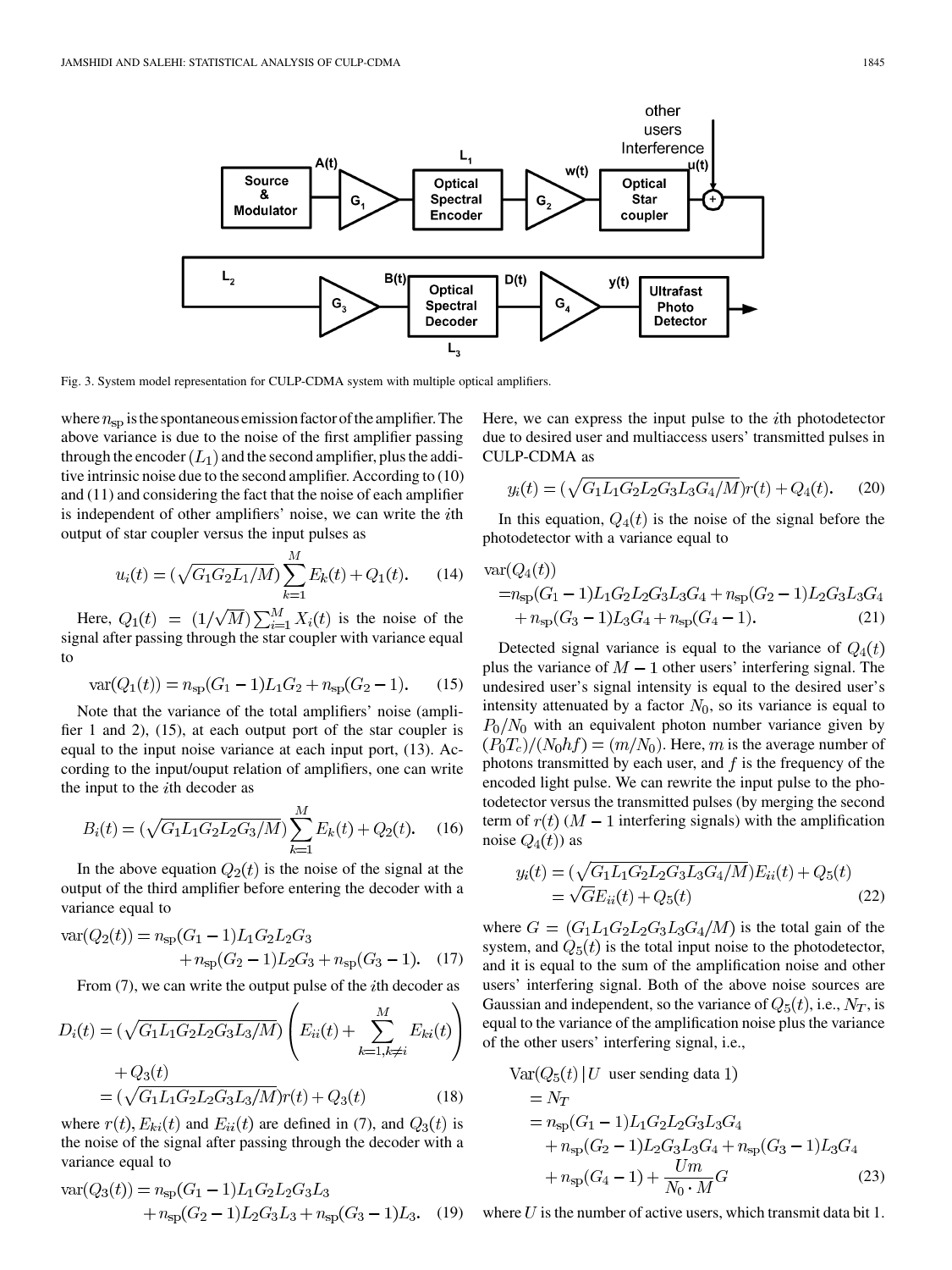Fig. 3. System model representation for CULP-CDMA system with multiple optical amplifiers.

where $n_{\rm sp}$ is the spontaneous emission factor of the amplifier. The above variance is due to the noise of the first amplifier passing through the encoder $(L_1)$ and the second amplifier, plus the additive intrinsic noise due to the second amplifier. According to (10) and (11) and considering the fact that the noise of each amplifier is independent of other amplifiers' noise, we can write the $i$th output of star coupler versus the input pulses as

$$u_i(t) = (\sqrt{G_1 G_2 L_1 / M}) \sum_{k=1}^{M} E_k(t) + Q_1(t). \quad (14)$$

Here, $Q_1(t) = (1/\sqrt{M}) \sum_{i=1}^{M} X_i(t)$ is the noise of the signal after passing through the star coupler with variance equal to

$$\mathrm{var}(Q_1(t)) = n_{\rm sp}(G_1 - 1) L_1 G_2 + n_{\rm sp}(G_2 - 1). \quad (15)$$

Note that the variance of the total amplifiers' noise (amplifier 1 and 2), (15), at each output port of the star coupler is equal to the input noise variance at each input port, (13). According to the input/ouput relation of amplifiers, one can write the input to the $i$th decoder as

$$B_i(t) = (\sqrt{G_1 L_1 G_2 L_2 G_3 / M}) \sum_{k=1}^{M} E_k(t) + Q_2(t). \quad (16)$$

In the above equation $Q_2(t)$ is the noise of the signal at the output of the third amplifier before entering the decoder with a variance equal to

$$\begin{aligned}\mathrm{var}(Q_2(t)) = \; & n_{\rm sp}(G_1 - 1) L_1 G_2 L_2 G_3 \\ & + n_{\rm sp}(G_2 - 1) L_2 G_3 + n_{\rm sp}(G_3 - 1). \quad (17)\end{aligned}$$

From (7), we can write the output pulse of the $i$th decoder as

$$\begin{aligned} D_i(t) = \; & (\sqrt{G_1 L_1 G_2 L_2 G_3 L_3 / M}) \left( E_{ii}(t) + \sum_{k=1, k \neq i}^{M} E_{ki}(t) \right) \\ & + Q_3(t) \\ = \; & (\sqrt{G_1 L_1 G_2 L_2 G_3 L_3 / M}) r(t) + Q_3(t) \quad (18) \end{aligned}$$

where $r(t), E_{ki}(t)$ and $E_{ii}(t)$ are defined in (7), and $Q_3(t)$ is the noise of the signal after passing through the decoder with a variance equal to

$$\begin{aligned}\mathrm{var}(Q_3(t)) = \; & n_{\rm sp}(G_1 - 1) L_1 G_2 L_2 G_3 L_3 \\ & + n_{\rm sp}(G_2 - 1) L_2 G_3 L_3 + n_{\rm sp}(G_3 - 1) L_3. \quad (19)\end{aligned}$$

Here, we can express the input pulse to the $i$th photodetector due to desired user and multiaccess users' transmitted pulses in CULP-CDMA as

$$y_i(t) = (\sqrt{G_1 L_1 G_2 L_2 G_3 L_3 G_4 / M}) r(t) + Q_4(t). \quad (20)$$

In this equation, $Q_4(t)$ is the noise of the signal before the photodetector with a variance equal to

$$\begin{aligned} & \mathrm{var}(Q_4(t)) \\ & = n_{\rm sp}(G_1 - 1) L_1 G_2 L_2 G_3 L_3 G_4 + n_{\rm sp}(G_2 - 1) L_2 G_3 L_3 G_4 \\ & \quad + n_{\rm sp}(G_3 - 1) L_3 G_4 + n_{\rm sp}(G_4 - 1). \quad (21) \end{aligned}$$

Detected signal variance is equal to the variance of $Q_4(t)$ plus the variance of $M - 1$ other users' interfering signal. The undesired user's signal intensity is equal to the desired user's intensity attenuated by a factor $N_0$, so its variance is equal to $P_0/N_0$ with an equivalent photon number variance given by $(P_0 T_c)/(N_0 h f) = (m/N_0)$. Here, $m$ is the average number of photons transmitted by each user, and $f$ is the frequency of the encoded light pulse. We can rewrite the input pulse to the photodetector versus the transmitted pulses (by merging the second term of $r(t)$ ($M - 1$ interfering signals) with the amplification noise $Q_4(t)$) as

$$\begin{aligned} y_i(t) & = (\sqrt{G_1 L_1 G_2 L_2 G_3 L_3 G_4 / M}) E_{ii}(t) + Q_5(t) \\ & = \sqrt{G} E_{ii}(t) + Q_5(t) \quad (22) \end{aligned}$$

where $G = (G_1 L_1 G_2 L_2 G_3 L_3 G_4 / M)$ is the total gain of the system, and $Q_5(t)$ is the total input noise to the photodetector, and it is equal to the sum of the amplification noise and other users' interfering signal. Both of the above noise sources are Gaussian and independent, so the variance of $Q_5(t)$, i.e., $N_T$, is equal to the variance of the amplification noise plus the variance of the other users' interfering signal, i.e.,

$$\begin{aligned} & \mathrm{Var}(Q_5(t) \,|\, U \text{ user sending data } 1) \\ & = N_T \\ & = n_{\rm sp}(G_1 - 1) L_1 G_2 L_2 G_3 L_3 G_4 \\ & \quad + n_{\rm sp}(G_2 - 1) L_2 G_3 L_3 G_4 + n_{\rm sp}(G_3 - 1) L_3 G_4 \\ & \quad + n_{\rm sp}(G_4 - 1) + \frac{U m}{N_0 \cdot M} G \quad (23) \end{aligned}$$

where $U$ is the number of active users, which transmit data bit 1.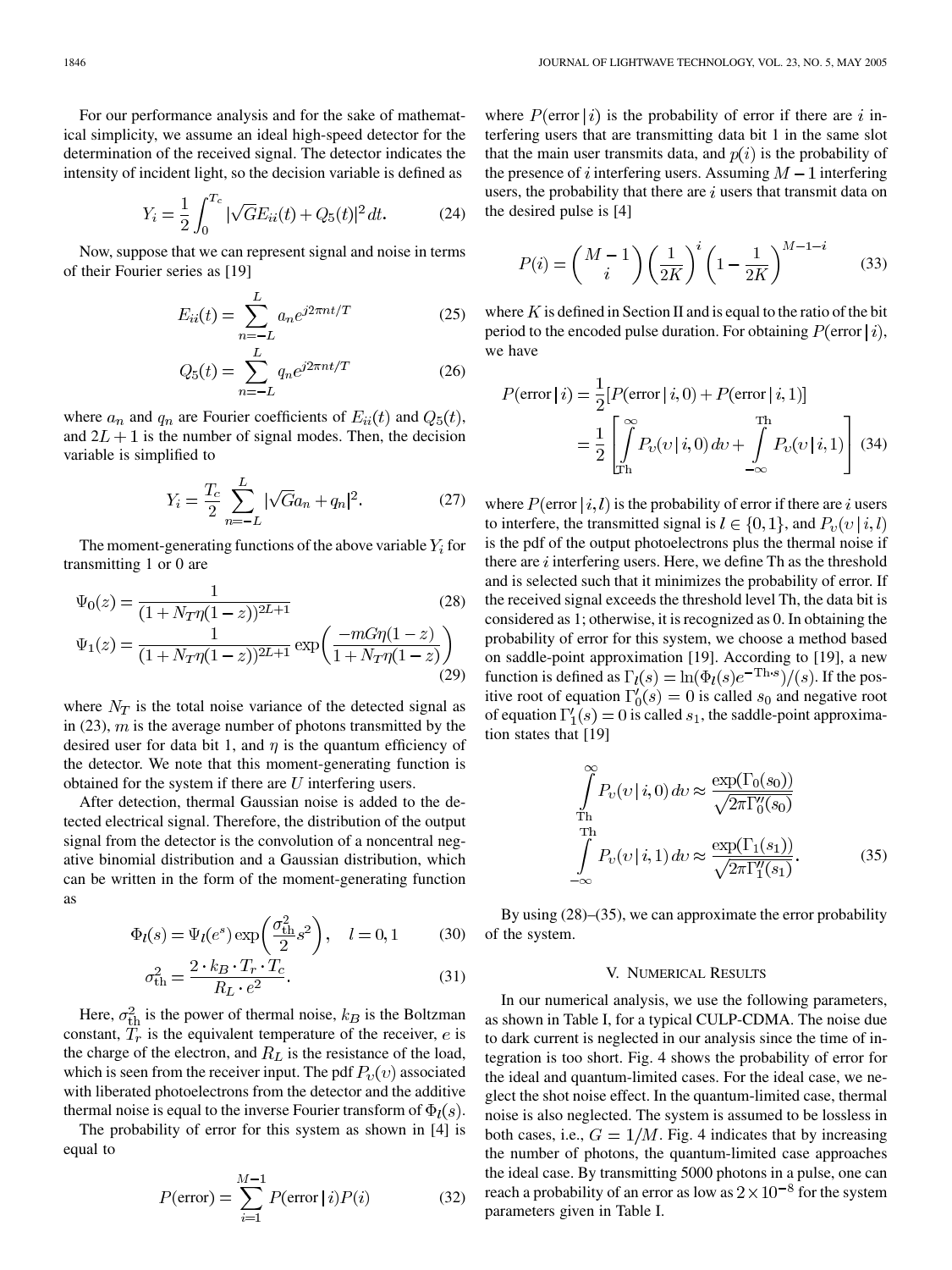For our performance analysis and for the sake of mathematical simplicity, we assume an ideal high-speed detector for the determination of the received signal. The detector indicates the intensity of incident light, so the decision variable is defined as

$$Y_i = \frac{1}{2}\int_0^{T_c} |\sqrt{G}E_{ii}(t) + Q_5(t)|^2\, dt. \tag{24}$$

Now, suppose that we can represent signal and noise in terms of their Fourier series as [19]

$$E_{ii}(t) = \sum_{n=-L}^{L} a_n e^{j2\pi nt/T} \tag{25}$$

$$Q_5(t) = \sum_{n=-L}^{L} q_n e^{j2\pi nt/T} \tag{26}$$

where $a_n$ and $q_n$ are Fourier coefficients of $E_{ii}(t)$ and $Q_5(t)$, and $2L+1$ is the number of signal modes. Then, the decision variable is simplified to

$$Y_i = \frac{T_c}{2}\sum_{n=-L}^{L} |\sqrt{G}a_n + q_n|^2. \tag{27}$$

The moment-generating functions of the above variable $Y_i$ for transmitting 1 or 0 are

$$\Psi_0(z) = \frac{1}{(1+N_T\eta(1-z))^{2L+1}} \tag{28}$$

$$\Psi_1(z) = \frac{1}{(1+N_T\eta(1-z))^{2L+1}} \exp\left(\frac{-mG\eta(1-z)}{1+N_T\eta(1-z)}\right) \tag{29}$$

where $N_T$ is the total noise variance of the detected signal as in (23), $m$ is the average number of photons transmitted by the desired user for data bit 1, and $\eta$ is the quantum efficiency of the detector. We note that this moment-generating function is obtained for the system if there are $U$ interfering users.

After detection, thermal Gaussian noise is added to the detected electrical signal. Therefore, the distribution of the output signal from the detector is the convolution of a noncentral negative binomial distribution and a Gaussian distribution, which can be written in the form of the moment-generating function as

$$\Phi_l(s) = \Psi_l(e^s)\exp\left(\frac{\sigma_{\text{th}}^2}{2}s^2\right), \quad l = 0, 1 \tag{30}$$

$$\sigma_{\text{th}}^2 = \frac{2\cdot k_B\cdot T_r\cdot T_c}{R_L\cdot e^2}. \tag{31}$$

Here, $\sigma_{\text{th}}^2$ is the power of thermal noise, $k_B$ is the Boltzman constant, $T_r$ is the equivalent temperature of the receiver, $e$ is the charge of the electron, and $R_L$ is the resistance of the load, which is seen from the receiver input. The pdf $P_v(v)$ associated with liberated photoelectrons from the detector and the additive thermal noise is equal to the inverse Fourier transform of $\Phi_l(s)$.

The probability of error for this system as shown in [4] is equal to

$$P(\text{error}) = \sum_{i=1}^{M-1} P(\text{error}\,|\,i)P(i) \tag{32}$$

where $P(\text{error}\,|\,i)$ is the probability of error if there are $i$ interfering users that are transmitting data bit 1 in the same slot that the main user transmits data, and $p(i)$ is the probability of the presence of $i$ interfering users. Assuming $M-1$ interfering users, the probability that there are $i$ users that transmit data on the desired pulse is [4]

$$P(i) = \binom{M-1}{i}\left(\frac{1}{2K}\right)^i\left(1-\frac{1}{2K}\right)^{M-1-i} \tag{33}$$

where $K$ is defined in Section II and is equal to the ratio of the bit period to the encoded pulse duration. For obtaining $P(\text{error}\,|\,i)$, we have

$$P(\text{error}\,|\,i) = \frac{1}{2}[P(\text{error}\,|\,i,0) + P(\text{error}\,|\,i,1)] = \frac{1}{2}\left[\int_{\text{Th}}^{\infty} P_v(v\,|\,i,0)\,dv + \int_{-\infty}^{\text{Th}} P_v(v\,|\,i,1)\,dv\right] \tag{34}$$

where $P(\text{error}\,|\,i,l)$ is the probability of error if there are $i$ users to interfere, the transmitted signal is $l\in\{0,1\}$, and $P_v(v\,|\,i,l)$ is the pdf of the output photoelectrons plus the thermal noise if there are $i$ interfering users. Here, we define Th as the threshold and is selected such that it minimizes the probability of error. If the received signal exceeds the threshold level Th, the data bit is considered as 1; otherwise, it is recognized as 0. In obtaining the probability of error for this system, we choose a method based on saddle-point approximation [19]. According to [19], a new function is defined as $\Gamma_l(s) = \ln(\Phi_l(s)e^{-\text{Th}\cdot s})/(s)$. If the positive root of equation $\Gamma_0'(s) = 0$ is called $s_0$ and negative root of equation $\Gamma_1'(s) = 0$ is called $s_1$, the saddle-point approximation states that [19]

$$\int_{\text{Th}}^{\infty} P_v(v\,|\,i,0)\,dv \approx \frac{\exp(\Gamma_0(s_0))}{\sqrt{2\pi\Gamma_0''(s_0)}}$$

$$\int_{-\infty}^{\text{Th}} P_v(v\,|\,i,1)\,dv \approx \frac{\exp(\Gamma_1(s_1))}{\sqrt{2\pi\Gamma_1''(s_1)}}. \tag{35}$$

By using (28)–(35), we can approximate the error probability of the system.

## V. Numerical Results

In our numerical analysis, we use the following parameters, as shown in Table I, for a typical CULP-CDMA. The noise due to dark current is neglected in our analysis since the time of integration is too short. Fig. 4 shows the probability of error for the ideal and quantum-limited cases. For the ideal case, we neglect the shot noise effect. In the quantum-limited case, thermal noise is also neglected. The system is assumed to be lossless in both cases, i.e., $G = 1/M$. Fig. 4 indicates that by increasing the number of photons, the quantum-limited case approaches the ideal case. By transmitting 5000 photons in a pulse, one can reach a probability of an error as low as $2\times 10^{-8}$ for the system parameters given in Table I.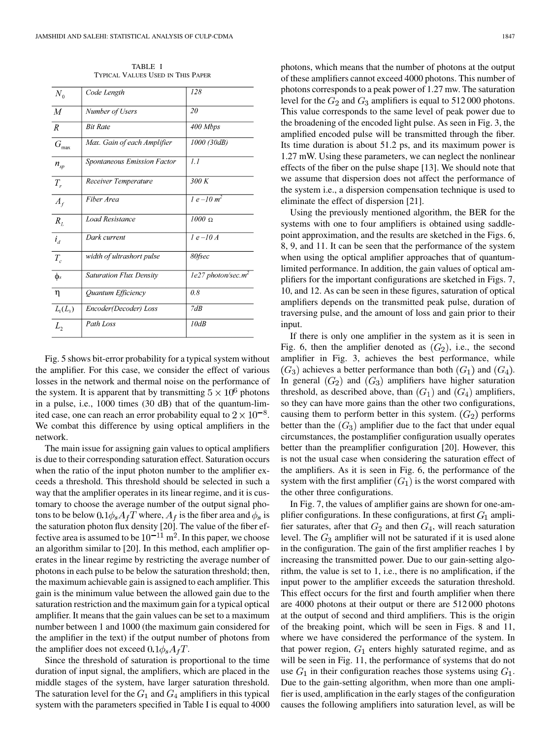TABLE I
TYPICAL VALUES USED IN THIS PAPER

| | | |
|---|---|---|
| $N_0$ | *Code Length* | *128* |
| $M$ | *Number of Users* | *20* |
| $R$ | *Bit Rate* | *400 Mbps* |
| $G_{\max}$ | *Max. Gain of each Amplifier* | *1000 (30dB)* |
| $n_{sp}$ | *Spontaneous Emission Factor* | *1.1* |
| $T_r$ | *Receiver Temperature* | *300 K* |
| $A_f$ | *Fiber Area* | *1 e−10 $m^2$* |
| $R_L$ | *Load Resistance* | *1000 Ω* |
| $i_d$ | *Dark current* | *1 e−10 A* |
| $T_c$ | *width of ultrashort pulse* | *80fsec* |
| $\phi_s$ | *Saturation Flux Density* | *1e27 photon/sec.$m^2$* |
| $\eta$ | *Quantum Efficiency* | *0.8* |
| $L_1(L_3)$ | *Encoder(Decoder) Loss* | *7dB* |
| $L_2$ | *Path Loss* | *10dB* |

Fig. 5 shows bit-error probability for a typical system without the amplifier. For this case, we consider the effect of various losses in the network and thermal noise on the performance of the system. It is apparent that by transmitting $5 \times 10^6$ photons in a pulse, i.e., 1000 times (30 dB) that of the quantum-limited case, one can reach an error probability equal to $2 \times 10^{-8}$. We combat this difference by using optical amplifiers in the network.

The main issue for assigning gain values to optical amplifiers is due to their corresponding saturation effect. Saturation occurs when the ratio of the input photon number to the amplifier exceeds a threshold. This threshold should be selected in such a way that the amplifier operates in its linear regime, and it is customary to choose the average number of the output signal photons to be below $0.1\phi_s A_f T$ where, $A_f$ is the fiber area and $\phi_s$ is the saturation photon flux density [20]. The value of the fiber effective area is assumed to be $10^{-11}$ m$^2$. In this paper, we choose an algorithm similar to [20]. In this method, each amplifier operates in the linear regime by restricting the average number of photons in each pulse to be below the saturation threshold; then, the maximum achievable gain is assigned to each amplifier. This gain is the minimum value between the allowed gain due to the saturation restriction and the maximum gain for a typical optical amplifier. It means that the gain values can be set to a maximum number between 1 and 1000 (the maximum gain considered for the amplifier in the text) if the output number of photons from the amplifier does not exceed $0.1\phi_s A_f T$.

Since the threshold of saturation is proportional to the time duration of input signal, the amplifiers, which are placed in the middle stages of the system, have larger saturation threshold. The saturation level for the $G_1$ and $G_4$ amplifiers in this typical system with the parameters specified in Table I is equal to 4000 photons, which means that the number of photons at the output of these amplifiers cannot exceed 4000 photons. This number of photons corresponds to a peak power of 1.27 mw. The saturation level for the $G_2$ and $G_3$ amplifiers is equal to 512 000 photons. This value corresponds to the same level of peak power due to the broadening of the encoded light pulse. As seen in Fig. 3, the amplified encoded pulse will be transmitted through the fiber. Its time duration is about 51.2 ps, and its maximum power is 1.27 mW. Using these parameters, we can neglect the nonlinear effects of the fiber on the pulse shape [13]. We should note that we assume that dispersion does not affect the performance of the system i.e., a dispersion compensation technique is used to eliminate the effect of dispersion [21].

Using the previously mentioned algorithm, the BER for the systems with one to four amplifiers is obtained using saddle-point approximation, and the results are sketched in the Figs. 6, 8, 9, and 11. It can be seen that the performance of the system when using the optical amplifier approaches that of quantum-limited performance. In addition, the gain values of optical amplifiers for the important configurations are sketched in Figs. 7, 10, and 12. As can be seen in these figures, saturation of optical amplifiers depends on the transmitted peak pulse, duration of traversing pulse, and the amount of loss and gain prior to their input.

If there is only one amplifier in the system as it is seen in Fig. 6, then the amplifier denoted as $(G_2)$, i.e., the second amplifier in Fig. 3, achieves the best performance, while $(G_3)$ achieves a better performance than both $(G_1)$ and $(G_4)$. In general $(G_2)$ and $(G_3)$ amplifiers have higher saturation threshold, as described above, than $(G_1)$ and $(G_4)$ amplifiers, so they can have more gains than the other two configurations, causing them to perform better in this system. $(G_2)$ performs better than the $(G_3)$ amplifier due to the fact that under equal circumstances, the postamplifier configuration usually operates better than the preamplifier configuration [20]. However, this is not the usual case when considering the saturation effect of the amplifiers. As it is seen in Fig. 6, the performance of the system with the first amplifier $(G_1)$ is the worst compared with the other three configurations.

In Fig. 7, the values of amplifier gains are shown for one-amplifier configurations. In these configurations, at first $G_1$ amplifier saturates, after that $G_2$ and then $G_4$, will reach saturation level. The $G_3$ amplifier will not be saturated if it is used alone in the configuration. The gain of the first amplifier reaches 1 by increasing the transmitted power. Due to our gain-setting algorithm, the value is set to 1, i.e., there is no amplification, if the input power to the amplifier exceeds the saturation threshold. This effect occurs for the first and fourth amplifier when there are 4000 photons at their output or there are 512 000 photons at the output of second and third amplifiers. This is the origin of the breaking point, which will be seen in Figs. 8 and 11, where we have considered the performance of the system. In that power region, $G_1$ enters highly saturated regime, and as will be seen in Fig. 11, the performance of systems that do not use $G_1$ in their configuration reaches those systems using $G_1$. Due to the gain-setting algorithm, when more than one amplifier is used, amplification in the early stages of the configuration causes the following amplifiers into saturation level, as will be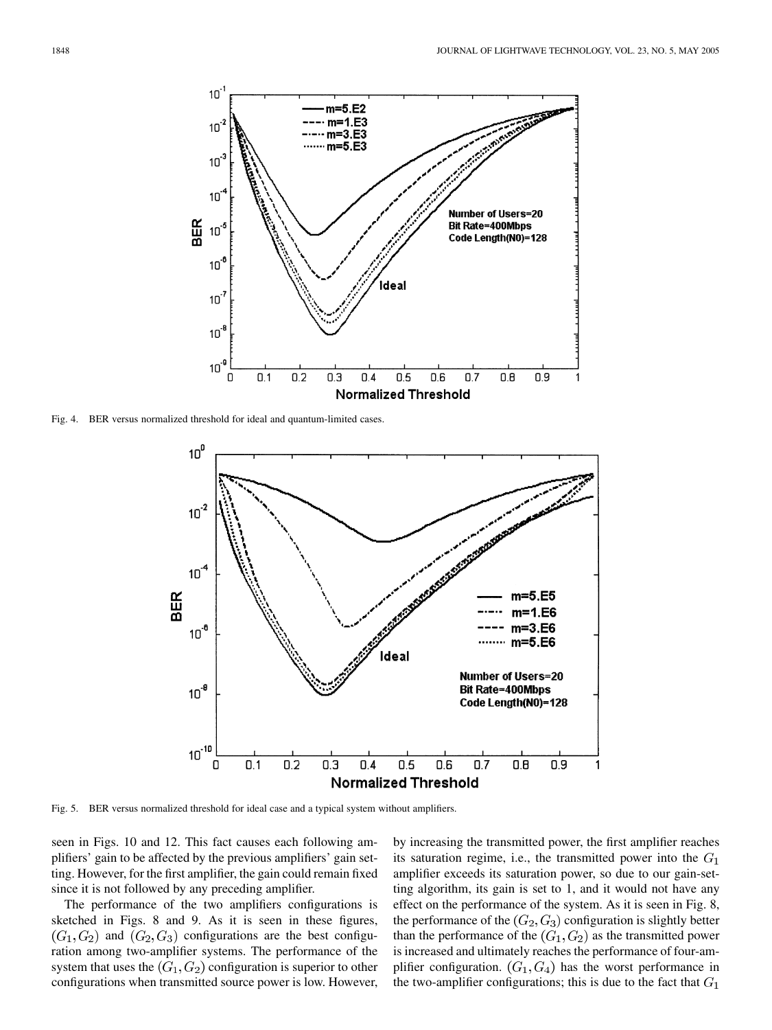Fig. 4. BER versus normalized threshold for ideal and quantum-limited cases.

Fig. 5. BER versus normalized threshold for ideal case and a typical system without amplifiers.

seen in Figs. 10 and 12. This fact causes each following amplifiers' gain to be affected by the previous amplifiers' gain setting. However, for the first amplifier, the gain could remain fixed since it is not followed by any preceding amplifier.

The performance of the two amplifiers configurations is sketched in Figs. 8 and 9. As it is seen in these figures, $(G_1, G_2)$ and $(G_2, G_3)$ configurations are the best configuration among two-amplifier systems. The performance of the system that uses the $(G_1, G_2)$ configuration is superior to other configurations when transmitted source power is low. However, by increasing the transmitted power, the first amplifier reaches its saturation regime, i.e., the transmitted power into the $G_1$ amplifier exceeds its saturation power, so due to our gain-setting algorithm, its gain is set to 1, and it would not have any effect on the performance of the system. As it is seen in Fig. 8, the performance of the $(G_2, G_3)$ configuration is slightly better than the performance of the $(G_1, G_2)$ as the transmitted power is increased and ultimately reaches the performance of four-amplifier configuration. $(G_1, G_4)$ has the worst performance in the two-amplifier configurations; this is due to the fact that $G_1$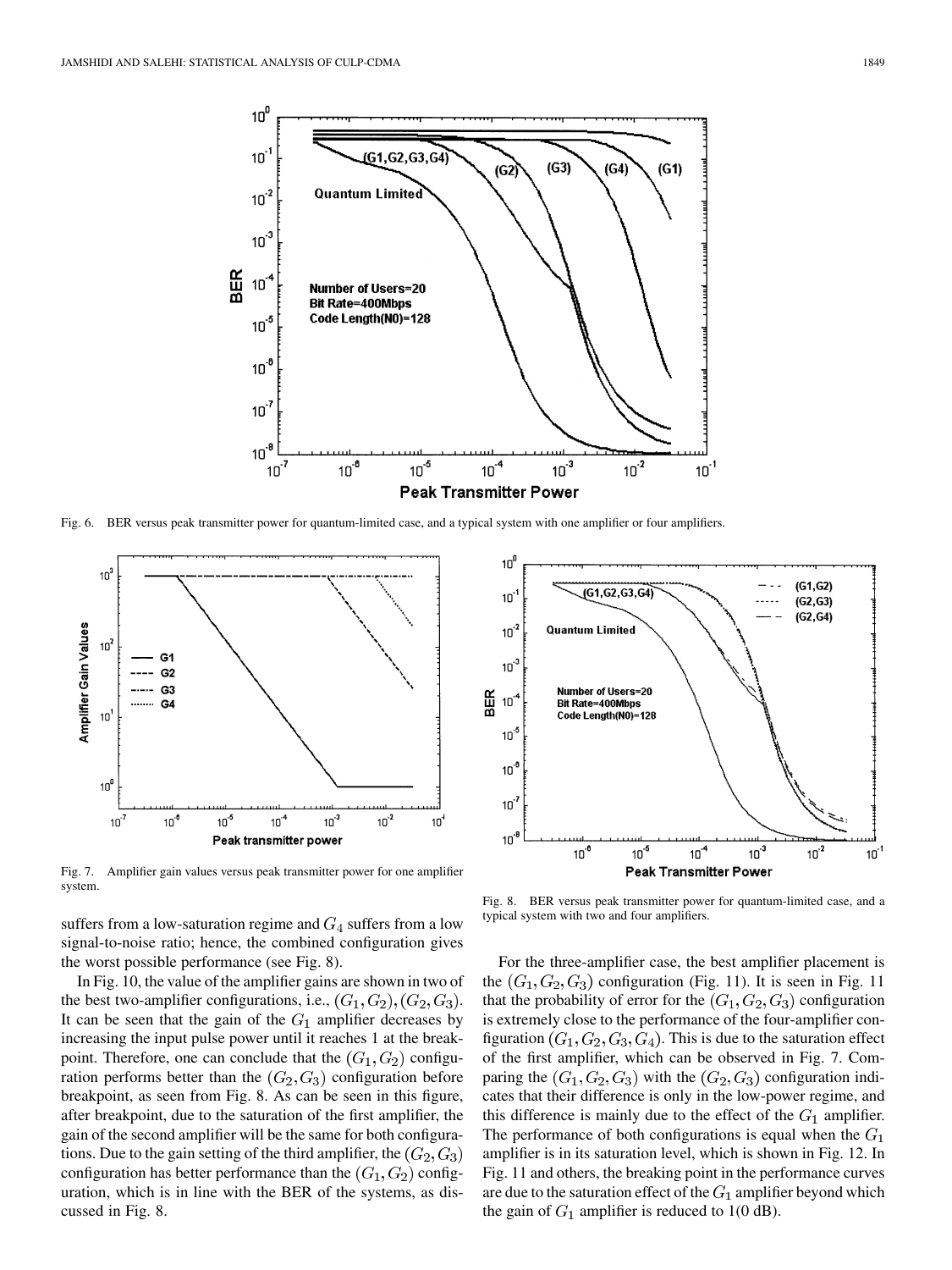Fig. 6. BER versus peak transmitter power for quantum-limited case, and a typical system with one amplifier or four amplifiers.

Fig. 7. Amplifier gain values versus peak transmitter power for one amplifier system.

Fig. 8. BER versus peak transmitter power for quantum-limited case, and a typical system with two and four amplifiers.

suffers from a low-saturation regime and $G_4$ suffers from a low signal-to-noise ratio; hence, the combined configuration gives the worst possible performance (see Fig. 8).

In Fig. 10, the value of the amplifier gains are shown in two of the best two-amplifier configurations, i.e., $(G_1, G_2), (G_2, G_3)$. It can be seen that the gain of the $G_1$ amplifier decreases by increasing the input pulse power until it reaches 1 at the breakpoint. Therefore, one can conclude that the $(G_1, G_2)$ configuration performs better than the $(G_2, G_3)$ configuration before breakpoint, as seen from Fig. 8. As can be seen in this figure, after breakpoint, due to the saturation of the first amplifier, the gain of the second amplifier will be the same for both configurations. Due to the gain setting of the third amplifier, the $(G_2, G_3)$ configuration has better performance than the $(G_1, G_2)$ configuration, which is in line with the BER of the systems, as discussed in Fig. 8.

For the three-amplifier case, the best amplifier placement is the $(G_1, G_2, G_3)$ configuration (Fig. 11). It is seen in Fig. 11 that the probability of error for the $(G_1, G_2, G_3)$ configuration is extremely close to the performance of the four-amplifier configuration $(G_1, G_2, G_3, G_4)$. This is due to the saturation effect of the first amplifier, which can be observed in Fig. 7. Comparing the $(G_1, G_2, G_3)$ with the $(G_2, G_3)$ configuration indicates that their difference is only in the low-power regime, and this difference is mainly due to the effect of the $G_1$ amplifier. The performance of both configurations is equal when the $G_1$ amplifier is in its saturation level, which is shown in Fig. 12. In Fig. 11 and others, the breaking point in the performance curves are due to the saturation effect of the $G_1$ amplifier beyond which the gain of $G_1$ amplifier is reduced to 1(0 dB).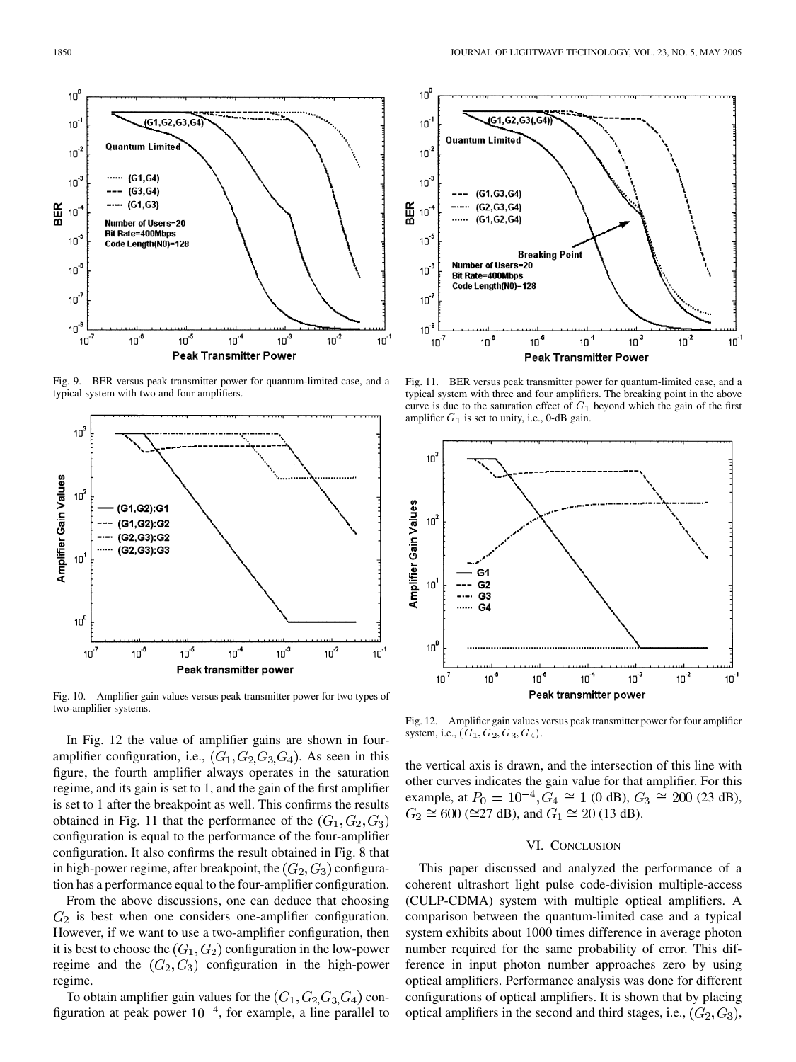Fig. 9. BER versus peak transmitter power for quantum-limited case, and a typical system with two and four amplifiers.

Fig. 10. Amplifier gain values versus peak transmitter power for two types of two-amplifier systems.

Fig. 11. BER versus peak transmitter power for quantum-limited case, and a typical system with three and four amplifiers. The breaking point in the above curve is due to the saturation effect of $G_1$ beyond which the gain of the first amplifier $G_1$ is set to unity, i.e., 0-dB gain.

Fig. 12. Amplifier gain values versus peak transmitter power for four amplifier system, i.e., $(G_1, G_2, G_3, G_4)$.

In Fig. 12 the value of amplifier gains are shown in four-amplifier configuration, i.e., $(G_1, G_2, G_3, G_4)$. As seen in this figure, the fourth amplifier always operates in the saturation regime, and its gain is set to 1, and the gain of the first amplifier is set to 1 after the breakpoint as well. This confirms the results obtained in Fig. 11 that the performance of the $(G_1, G_2, G_3)$ configuration is equal to the performance of the four-amplifier configuration. It also confirms the result obtained in Fig. 8 that in high-power regime, after breakpoint, the $(G_2, G_3)$ configuration has a performance equal to the four-amplifier configuration.

From the above discussions, one can deduce that choosing $G_2$ is best when one considers one-amplifier configuration. However, if we want to use a two-amplifier configuration, then it is best to choose the $(G_1, G_2)$ configuration in the low-power regime and the $(G_2, G_3)$ configuration in the high-power regime.

To obtain amplifier gain values for the $(G_1, G_2, G_3, G_4)$ configuration at peak power $10^{-4}$, for example, a line parallel to the vertical axis is drawn, and the intersection of this line with other curves indicates the gain value for that amplifier. For this example, at $P_0 = 10^{-4}, G_4 \cong 1$ (0 dB), $G_3 \cong 200$ (23 dB), $G_2 \cong 600$ ($\cong$27 dB), and $G_1 \cong 20$ (13 dB).

## VI. Conclusion

This paper discussed and analyzed the performance of a coherent ultrashort light pulse code-division multiple-access (CULP-CDMA) system with multiple optical amplifiers. A comparison between the quantum-limited case and a typical system exhibits about 1000 times difference in average photon number required for the same probability of error. This difference in input photon number approaches zero by using optical amplifiers. Performance analysis was done for different configurations of optical amplifiers. It is shown that by placing optical amplifiers in the second and third stages, i.e., $(G_2, G_3)$,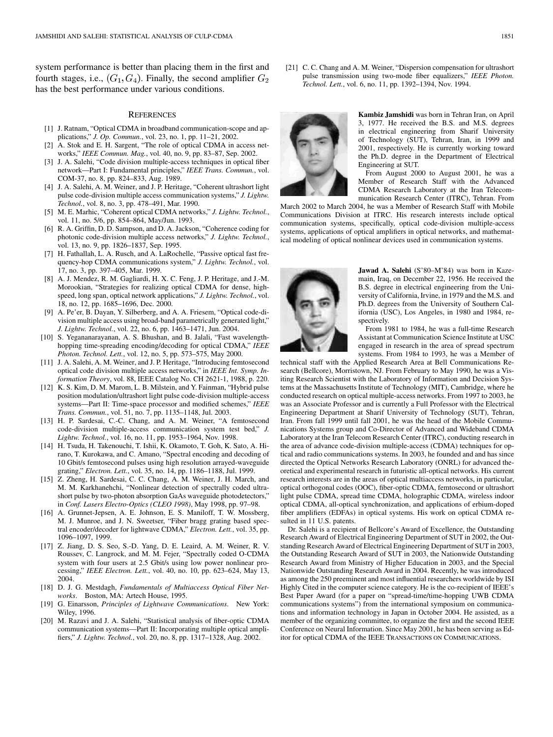system performance is better than placing them in the first and fourth stages, i.e., $(G_1, G_4)$. Finally, the second amplifier $G_2$ has the best performance under various conditions.

## References

[1] J. Ratnam, "Optical CDMA in broadband communication-scope and applications," *J. Op. Commun.*, vol. 23, no. 1, pp. 11–21, 2002.

[2] A. Stok and E. H. Sargent, "The role of optical CDMA in access networks," *IEEE Commun. Mag.*, vol. 40, no. 9, pp. 83–87, Sep. 2002.

[3] J. A. Salehi, "Code division multiple-access techniques in optical fiber network—Part I: Fundamental principles," *IEEE Trans. Commun.*, vol. COM-37, no. 8, pp. 824–833, Aug. 1989.

[4] J. A. Salehi, A. M. Weiner, and J. P. Heritage, "Coherent ultrashort light pulse code-division multiple access communication systems," *J. Lightw. Technol.*, vol. 8, no. 3, pp. 478–491, Mar. 1990.

[5] M. E. Marhic, "Coherent optical CDMA networks," *J. Lightw. Technol.*, vol. 11, no. 5/6, pp. 854–864, May/Jun. 1993.

[6] R. A. Griffin, D. D. Sampson, and D. A. Jackson, "Coherence coding for photonic code-division multiple access networks," *J. Lightw. Technol.*, vol. 13, no. 9, pp. 1826–1837, Sep. 1995.

[7] H. Fathallah, L. A. Rusch, and A. LaRochelle, "Passive optical fast frequency-hop CDMA communications system," *J. Lightw. Technol.*, vol. 17, no. 3, pp. 397–405, Mar. 1999.

[8] A. J. Mendez, R. M. Gagliardi, H. X. C. Feng, J. P. Heritage, and J.-M. Morookian, "Strategies for realizing optical CDMA for dense, high-speed, long span, optical network applications," *J. Lightw. Technol.*, vol. 18, no. 12, pp. 1685–1696, Dec. 2000.

[9] A. Pe'er, B. Dayan, Y. Silberberg, and A. A. Friesem, "Optical code-division multiple access using broad-band parametrically generated light," *J. Lightw. Technol.*, vol. 22, no. 6, pp. 1463–1471, Jun. 2004.

[10] S. Yegananarayanan, A. S. Bhushan, and B. Jalali, "Fast wavelength-hopping time-spreading encoding/decoding for optical CDMA," *IEEE Photon. Technol. Lett.*, vol. 12, no. 5, pp. 573–575, May 2000.

[11] J. A. Salehi, A. M. Weiner, and J. P. Heritage, "Introducing femtosecond optical code division multiple access networks," in *IEEE Int. Symp. Information Theory*, vol. 88, IEEE Catalog No. CH 2621-1, 1988, p. 220.

[12] K. S. Kim, D. M. Marom, L. B. Milstein, and Y. Fainman, "Hybrid pulse position modulation/ultrashort light pulse code-division multiple-access systems—Part II: Time-space processor and modified schemes," *IEEE Trans. Commun.*, vol. 51, no. 7, pp. 1135–1148, Jul. 2003.

[13] H. P. Sardesai, C.-C. Chang, and A. M. Weiner, "A femtosecond code-division multiple-access communication system test bed," *J. Lightw. Technol.*, vol. 16, no. 11, pp. 1953–1964, Nov. 1998.

[14] H. Tsuda, H. Takenouchi, T. Ishii, K. Okamoto, T. Goh, K. Sato, A. Hirano, T. Kurokawa, and C. Amano, "Spectral encoding and decoding of 10 Gbit/s femtosecond pulses using high resolution arrayed-waveguide grating," *Electron. Lett.*, vol. 35, no. 14, pp. 1186–1188, Jul. 1999.

[15] Z. Zheng, H. Sardesai, C. C. Chang, A. M. Weiner, J. H. March, and M. M. Karkhanehchi, "Nonlinear detection of spectrally coded ultrashort pulse by two-photon absorption GaAs waveguide photodetectors," in *Conf. Lasers Electro-Optics (CLEO 1998)*, May 1998, pp. 97–98.

[16] A. Grunnet-Jepsen, A. E. Johnson, E. S. Maniloff, T. W. Mossberg, M. J. Munroe, and J. N. Sweetser, "Fiber bragg grating based spectral encoder/decoder for lightwave CDMA," *Electron. Lett.*, vol. 35, pp. 1096–1097, 1999.

[17] Z. Jiang, D. S. Seo, S.-D. Yang, D. E. Leaird, A. M. Weiner, R. V. Roussev, C. Langrock, and M. M. Fejer, "Spectrally coded O-CDMA system with four users at 2.5 Gbit/s using low power nonlinear processing," *IEEE Electron. Lett.*, vol. 40, no. 10, pp. 623–624, May 13, 2004.

[18] D. J. G. Mestdagh, *Fundamentals of Multiaccess Optical Fiber Networks*. Boston, MA: Artech House, 1995.

[19] G. Einarsson, *Principles of Lightwave Communications*. New York: Wiley, 1996.

[20] M. Razavi and J. A. Salehi, "Statistical analysis of fiber-optic CDMA communication systems—Part II: Incorporating multiple optical amplifiers," *J. Lightw. Technol.*, vol. 20, no. 8, pp. 1317–1328, Aug. 2002.

[21] C. C. Chang and A. M. Weiner, "Dispersion compensation for ultrashort pulse transmission using two-mode fiber equalizers," *IEEE Photon. Technol. Lett.*, vol. 6, no. 11, pp. 1392–1394, Nov. 1994.

**Kambiz Jamshidi** was born in Tehran Iran, on April 3, 1977. He received the B.S. and M.S. degrees in electrical engineering from Sharif University of Technology (SUT), Tehran, Iran, in 1999 and 2001, respectively. He is currently working toward the Ph.D. degree in the Department of Electrical Engineering at SUT.

From August 2000 to August 2001, he was a Member of Research Staff with the Advanced CDMA Research Laboratory at the Iran Telecommunication Research Center (ITRC), Tehran. From March 2002 to March 2004, he was a Member of Research Staff with Mobile Communications Division at ITRC. His research interests include optical communication systems, specifically, optical code-division multiple-access systems, applications of optical amplifiers in optical networks, and mathematical modeling of optical nonlinear devices used in communication systems.

**Jawad A. Salehi** (S'80–M'84) was born in Kazemain, Iraq, on December 22, 1956. He received the B.S. degree in electrical engineering from the University of California, Irvine, in 1979 and the M.S. and Ph.D. degrees from the University of Southern California (USC), Los Angeles, in 1980 and 1984, respectively.

From 1981 to 1984, he was a full-time Research Assistant at Communication Science Institute at USC engaged in research in the area of spread spectrum systems. From 1984 to 1993, he was a Member of technical staff with the Applied Research Area at Bell Communications Research (Bellcore), Morristown, NJ. From February to May 1990, he was a Visiting Research Scientist with the Laboratory of Information and Decision Systems at the Massachusetts Institute of Technology (MIT), Cambridge, where he conducted research on optical multiple-access networks. From 1997 to 2003, he was an Associate Professor and is currently a Full Professor with the Electrical Engineering Department at Sharif University of Technology (SUT), Tehran, Iran. From fall 1999 until fall 2001, he was the head of the Mobile Communications Systems group and Co-Director of Advanced and Wideband CDMA Laboratory at the Iran Telecom Research Center (ITRC), conducting research in the area of advance code-division multiple-access (CDMA) techniques for optical and radio communications systems. In 2003, he founded and and has since directed the Optical Networks Research Laboratory (ONRL) for advanced theoretical and experimental research in futuristic all-optical networks. His current research interests are in the areas of optical multiaccess networks, in particular, optical orthogonal codes (OOC), fiber-optic CDMA, femtosecond or ultrashort light pulse CDMA, spread time CDMA, holographic CDMA, wireless indoor optical CDMA, all-optical synchronization, and applications of erbium-doped fiber amplifiers (EDFAs) in optical systems. His work on optical CDMA resulted in 11 U.S. patents.

Dr. Salehi is a recipient of Bellcore's Award of Excellence, the Outstanding Research Award of Electrical Engineering Department of SUT in 2002, the Outstanding Research Award of Electrical Engineering Department of SUT in 2003, the Outstanding Research Award of SUT in 2003, the Nationwide Outstanding Research Award from Ministry of Higher Education in 2003, and the Special Nationwide Outstanding Research Award in 2004. Recently, he was introduced as among the 250 preeminent and most influential researchers worldwide by ISI Highly Cited in the computer science category. He is the co-recipient of IEEE's Best Paper Award (for a paper on "spread-time/time-hopping UWB CDMA communications systems") from the international symposium on communications and information technology in Japan in October 2004. He assisted, as a member of the organizing committee, to organize the first and the second IEEE Conference on Neural Information. Since May 2001, he has been serving as Editor for optical CDMA of the IEEE Transactions on Communications.